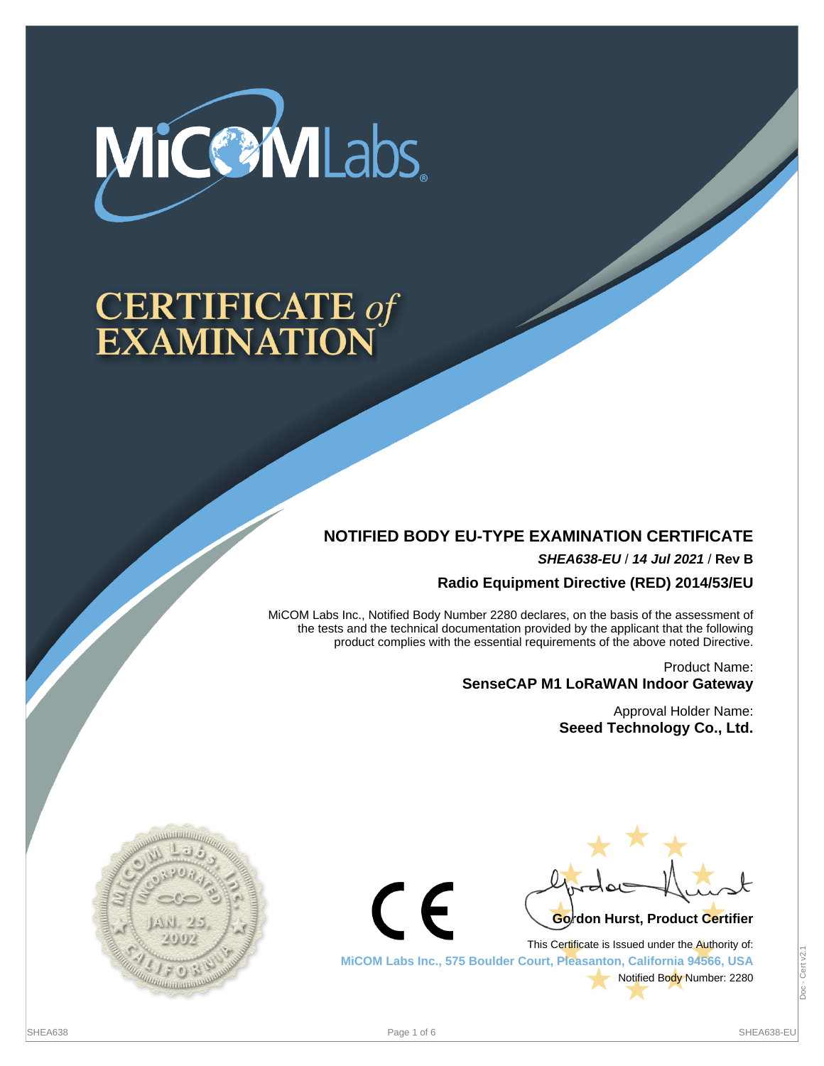# CERTIFICATE *of* EXAMINATION

## NOTIFIED BODY EU-TYPE EXAMINATION CERTIFICATE

***SHEA638-EU*** / ***14 Jul 2021*** / **Rev B**

**Radio Equipment Directive (RED) 2014/53/EU**

MiCOM Labs Inc., Notified Body Number 2280 declares, on the basis of the assessment of the tests and the technical documentation provided by the applicant that the following product complies with the essential requirements of the above noted Directive.

Product Name:
**SenseCAP M1 LoRaWAN Indoor Gateway**

Approval Holder Name:
**Seeed Technology Co., Ltd.**

**Gordon Hurst, Product Certifier**

This Certificate is Issued under the Authority of:
**MiCOM Labs Inc., 575 Boulder Court, Pleasanton, California 94566, USA**
Notified Body Number: 2280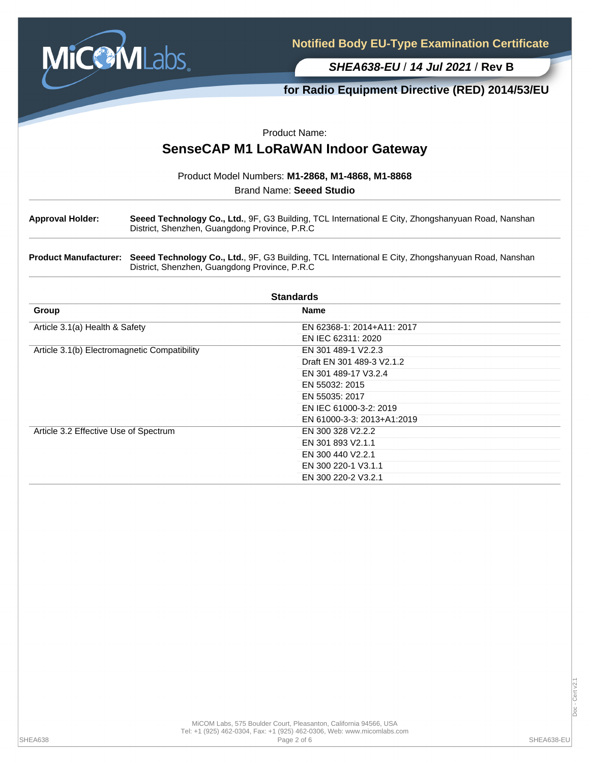**Notified Body EU-Type Examination Certificate**

***SHEA638-EU*** / ***14 Jul 2021*** / **Rev B**

**for Radio Equipment Directive (RED) 2014/53/EU**

Product Name:

## SenseCAP M1 LoRaWAN Indoor Gateway

Product Model Numbers: **M1-2868, M1-4868, M1-8868**

Brand Name: **Seeed Studio**

**Approval Holder:** **Seeed Technology Co., Ltd.**, 9F, G3 Building, TCL International E City, Zhongshanyuan Road, Nanshan District, Shenzhen, Guangdong Province, P.R.C

**Product Manufacturer:** **Seeed Technology Co., Ltd.**, 9F, G3 Building, TCL International E City, Zhongshanyuan Road, Nanshan District, Shenzhen, Guangdong Province, P.R.C

### Standards

| Group | Name |
|---|---|
| Article 3.1(a) Health & Safety | EN 62368-1: 2014+A11: 2017 |
| | EN IEC 62311: 2020 |
| Article 3.1(b) Electromagnetic Compatibility | EN 301 489-1 V2.2.3 |
| | Draft EN 301 489-3 V2.1.2 |
| | EN 301 489-17 V3.2.4 |
| | EN 55032: 2015 |
| | EN 55035: 2017 |
| | EN IEC 61000-3-2: 2019 |
| | EN 61000-3-3: 2013+A1:2019 |
| Article 3.2 Effective Use of Spectrum | EN 300 328 V2.2.2 |
| | EN 301 893 V2.1.1 |
| | EN 300 440 V2.2.1 |
| | EN 300 220-1 V3.1.1 |
| | EN 300 220-2 V3.2.1 |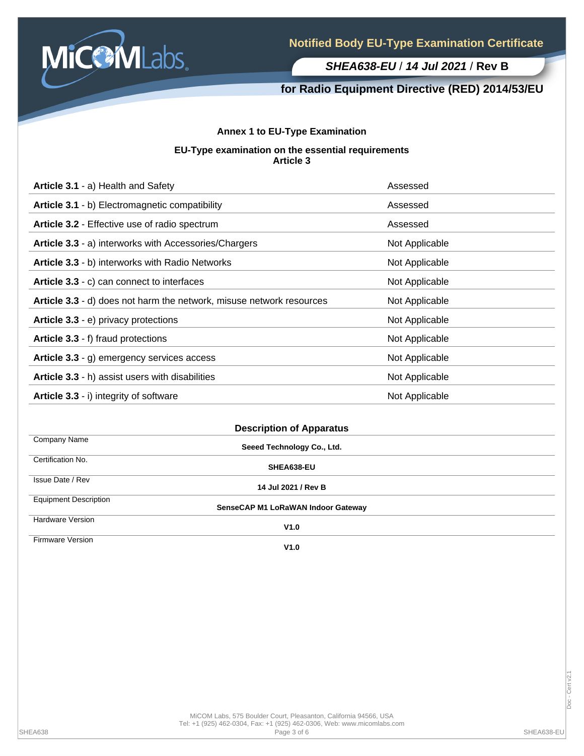## Annex 1 to EU-Type Examination

### EU-Type examination on the essential requirements
### Article 3

| | |
|---|---|
| **Article 3.1** - a) Health and Safety | Assessed |
| **Article 3.1** - b) Electromagnetic compatibility | Assessed |
| **Article 3.2** - Effective use of radio spectrum | Assessed |
| **Article 3.3** - a) interworks with Accessories/Chargers | Not Applicable |
| **Article 3.3** - b) interworks with Radio Networks | Not Applicable |
| **Article 3.3** - c) can connect to interfaces | Not Applicable |
| **Article 3.3** - d) does not harm the network, misuse network resources | Not Applicable |
| **Article 3.3** - e) privacy protections | Not Applicable |
| **Article 3.3** - f) fraud protections | Not Applicable |
| **Article 3.3** - g) emergency services access | Not Applicable |
| **Article 3.3** - h) assist users with disabilities | Not Applicable |
| **Article 3.3** - i) integrity of software | Not Applicable |

### Description of Apparatus

| | |
|---|---|
| Company Name | **Seeed Technology Co., Ltd.** |
| Certification No. | **SHEA638-EU** |
| Issue Date / Rev | **14 Jul 2021 / Rev B** |
| Equipment Description | **SenseCAP M1 LoRaWAN Indoor Gateway** |
| Hardware Version | **V1.0** |
| Firmware Version | **V1.0** |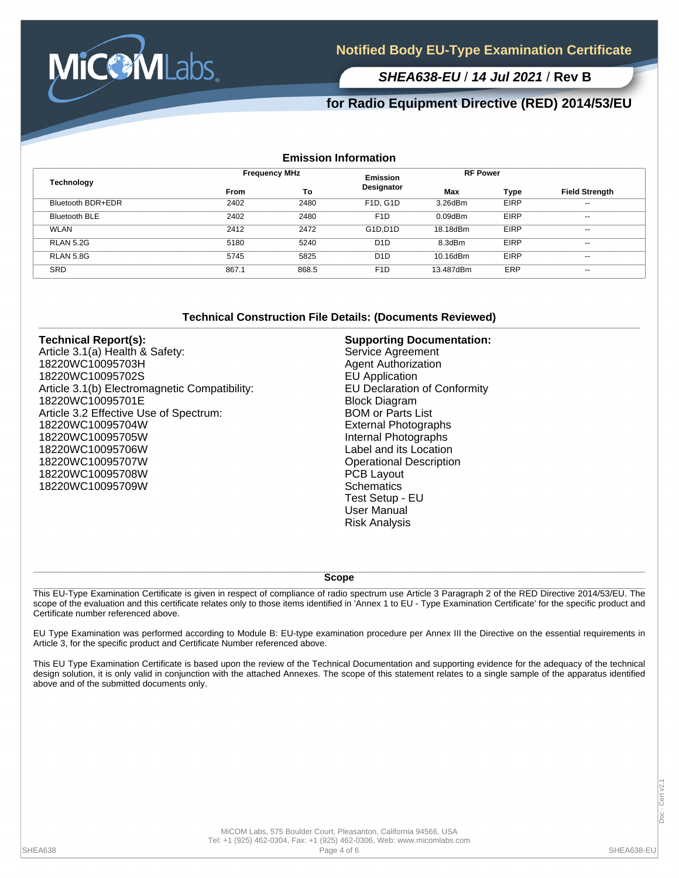## Emission Information

| Technology | Frequency MHz | | Emission Designator | RF Power | | Field Strength |
|---|---|---|---|---|---|---|
| | From | To | | Max | Type | |
| Bluetooth BDR+EDR | 2402 | 2480 | F1D, G1D | 3.26dBm | EIRP | -- |
| Bluetooth BLE | 2402 | 2480 | F1D | 0.09dBm | EIRP | -- |
| WLAN | 2412 | 2472 | G1D,D1D | 18.18dBm | EIRP | -- |
| RLAN 5.2G | 5180 | 5240 | D1D | 8.3dBm | EIRP | -- |
| RLAN 5.8G | 5745 | 5825 | D1D | 10.16dBm | EIRP | -- |
| SRD | 867.1 | 868.5 | F1D | 13.487dBm | ERP | -- |

## Technical Construction File Details: (Documents Reviewed)

**Technical Report(s):**
Article 3.1(a) Health & Safety:
18220WC10095703H
18220WC10095702S
Article 3.1(b) Electromagnetic Compatibility:
18220WC10095701E
Article 3.2 Effective Use of Spectrum:
18220WC10095704W
18220WC10095705W
18220WC10095706W
18220WC10095707W
18220WC10095708W
18220WC10095709W

**Supporting Documentation:**
Service Agreement
Agent Authorization
EU Application
EU Declaration of Conformity
Block Diagram
BOM or Parts List
External Photographs
Internal Photographs
Label and its Location
Operational Description
PCB Layout
Schematics
Test Setup - EU
User Manual
Risk Analysis

## Scope

This EU-Type Examination Certificate is given in respect of compliance of radio spectrum use Article 3 Paragraph 2 of the RED Directive 2014/53/EU. The scope of the evaluation and this certificate relates only to those items identified in 'Annex 1 to EU - Type Examination Certificate' for the specific product and Certificate number referenced above.

EU Type Examination was performed according to Module B: EU-type examination procedure per Annex III the Directive on the essential requirements in Article 3, for the specific product and Certificate Number referenced above.

This EU Type Examination Certificate is based upon the review of the Technical Documentation and supporting evidence for the adequacy of the technical design solution, it is only valid in conjunction with the attached Annexes. The scope of this statement relates to a single sample of the apparatus identified above and of the submitted documents only.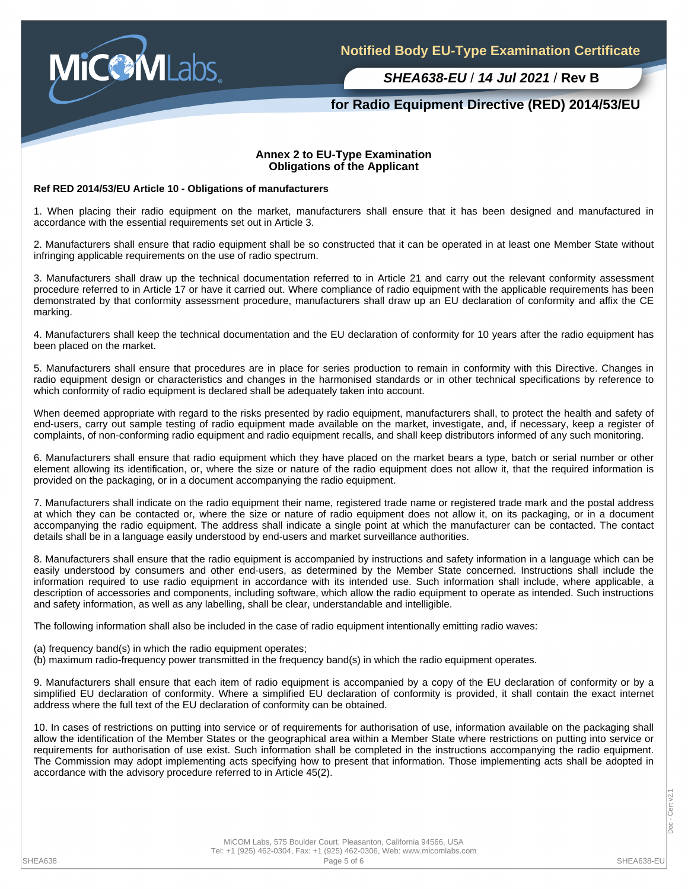## Annex 2 to EU-Type Examination
## Obligations of the Applicant

**Ref RED 2014/53/EU Article 10 - Obligations of manufacturers**

1. When placing their radio equipment on the market, manufacturers shall ensure that it has been designed and manufactured in accordance with the essential requirements set out in Article 3.

2. Manufacturers shall ensure that radio equipment shall be so constructed that it can be operated in at least one Member State without infringing applicable requirements on the use of radio spectrum.

3. Manufacturers shall draw up the technical documentation referred to in Article 21 and carry out the relevant conformity assessment procedure referred to in Article 17 or have it carried out. Where compliance of radio equipment with the applicable requirements has been demonstrated by that conformity assessment procedure, manufacturers shall draw up an EU declaration of conformity and affix the CE marking.

4. Manufacturers shall keep the technical documentation and the EU declaration of conformity for 10 years after the radio equipment has been placed on the market.

5. Manufacturers shall ensure that procedures are in place for series production to remain in conformity with this Directive. Changes in radio equipment design or characteristics and changes in the harmonised standards or in other technical specifications by reference to which conformity of radio equipment is declared shall be adequately taken into account.

When deemed appropriate with regard to the risks presented by radio equipment, manufacturers shall, to protect the health and safety of end-users, carry out sample testing of radio equipment made available on the market, investigate, and, if necessary, keep a register of complaints, of non-conforming radio equipment and radio equipment recalls, and shall keep distributors informed of any such monitoring.

6. Manufacturers shall ensure that radio equipment which they have placed on the market bears a type, batch or serial number or other element allowing its identification, or, where the size or nature of the radio equipment does not allow it, that the required information is provided on the packaging, or in a document accompanying the radio equipment.

7. Manufacturers shall indicate on the radio equipment their name, registered trade name or registered trade mark and the postal address at which they can be contacted or, where the size or nature of radio equipment does not allow it, on its packaging, or in a document accompanying the radio equipment. The address shall indicate a single point at which the manufacturer can be contacted. The contact details shall be in a language easily understood by end-users and market surveillance authorities.

8. Manufacturers shall ensure that the radio equipment is accompanied by instructions and safety information in a language which can be easily understood by consumers and other end-users, as determined by the Member State concerned. Instructions shall include the information required to use radio equipment in accordance with its intended use. Such information shall include, where applicable, a description of accessories and components, including software, which allow the radio equipment to operate as intended. Such instructions and safety information, as well as any labelling, shall be clear, understandable and intelligible.

The following information shall also be included in the case of radio equipment intentionally emitting radio waves:

(a) frequency band(s) in which the radio equipment operates;
(b) maximum radio-frequency power transmitted in the frequency band(s) in which the radio equipment operates.

9. Manufacturers shall ensure that each item of radio equipment is accompanied by a copy of the EU declaration of conformity or by a simplified EU declaration of conformity. Where a simplified EU declaration of conformity is provided, it shall contain the exact internet address where the full text of the EU declaration of conformity can be obtained.

10. In cases of restrictions on putting into service or of requirements for authorisation of use, information available on the packaging shall allow the identification of the Member States or the geographical area within a Member State where restrictions on putting into service or requirements for authorisation of use exist. Such information shall be completed in the instructions accompanying the radio equipment. The Commission may adopt implementing acts specifying how to present that information. Those implementing acts shall be adopted in accordance with the advisory procedure referred to in Article 45(2).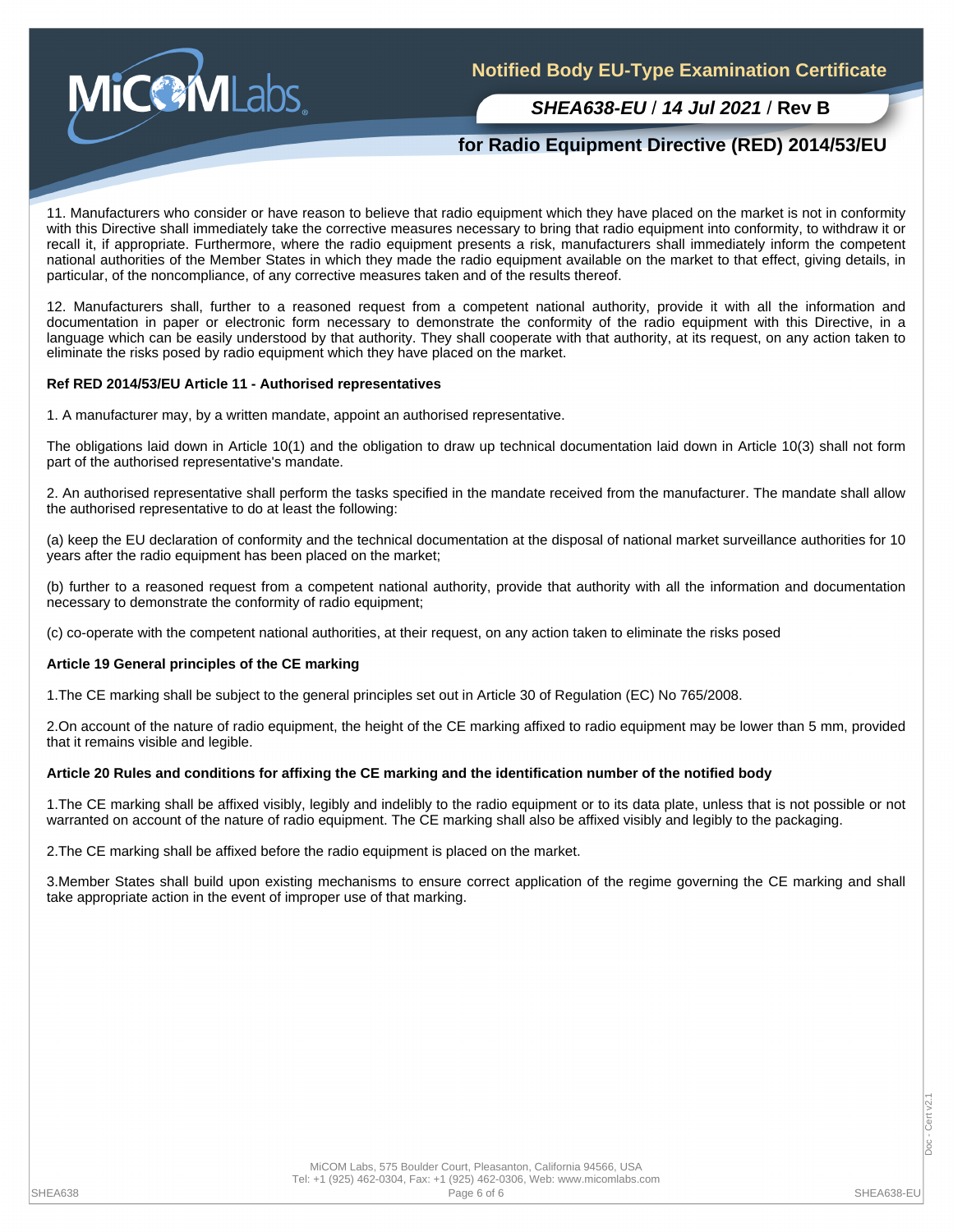11. Manufacturers who consider or have reason to believe that radio equipment which they have placed on the market is not in conformity with this Directive shall immediately take the corrective measures necessary to bring that radio equipment into conformity, to withdraw it or recall it, if appropriate. Furthermore, where the radio equipment presents a risk, manufacturers shall immediately inform the competent national authorities of the Member States in which they made the radio equipment available on the market to that effect, giving details, in particular, of the noncompliance, of any corrective measures taken and of the results thereof.

12. Manufacturers shall, further to a reasoned request from a competent national authority, provide it with all the information and documentation in paper or electronic form necessary to demonstrate the conformity of the radio equipment with this Directive, in a language which can be easily understood by that authority. They shall cooperate with that authority, at its request, on any action taken to eliminate the risks posed by radio equipment which they have placed on the market.

**Ref RED 2014/53/EU Article 11 - Authorised representatives**

1. A manufacturer may, by a written mandate, appoint an authorised representative.

The obligations laid down in Article 10(1) and the obligation to draw up technical documentation laid down in Article 10(3) shall not form part of the authorised representative's mandate.

2. An authorised representative shall perform the tasks specified in the mandate received from the manufacturer. The mandate shall allow the authorised representative to do at least the following:

(a) keep the EU declaration of conformity and the technical documentation at the disposal of national market surveillance authorities for 10 years after the radio equipment has been placed on the market;

(b) further to a reasoned request from a competent national authority, provide that authority with all the information and documentation necessary to demonstrate the conformity of radio equipment;

(c) co-operate with the competent national authorities, at their request, on any action taken to eliminate the risks posed

**Article 19 General principles of the CE marking**

1.The CE marking shall be subject to the general principles set out in Article 30 of Regulation (EC) No 765/2008.

2.On account of the nature of radio equipment, the height of the CE marking affixed to radio equipment may be lower than 5 mm, provided that it remains visible and legible.

**Article 20 Rules and conditions for affixing the CE marking and the identification number of the notified body**

1.The CE marking shall be affixed visibly, legibly and indelibly to the radio equipment or to its data plate, unless that is not possible or not warranted on account of the nature of radio equipment. The CE marking shall also be affixed visibly and legibly to the packaging.

2.The CE marking shall be affixed before the radio equipment is placed on the market.

3.Member States shall build upon existing mechanisms to ensure correct application of the regime governing the CE marking and shall take appropriate action in the event of improper use of that marking.